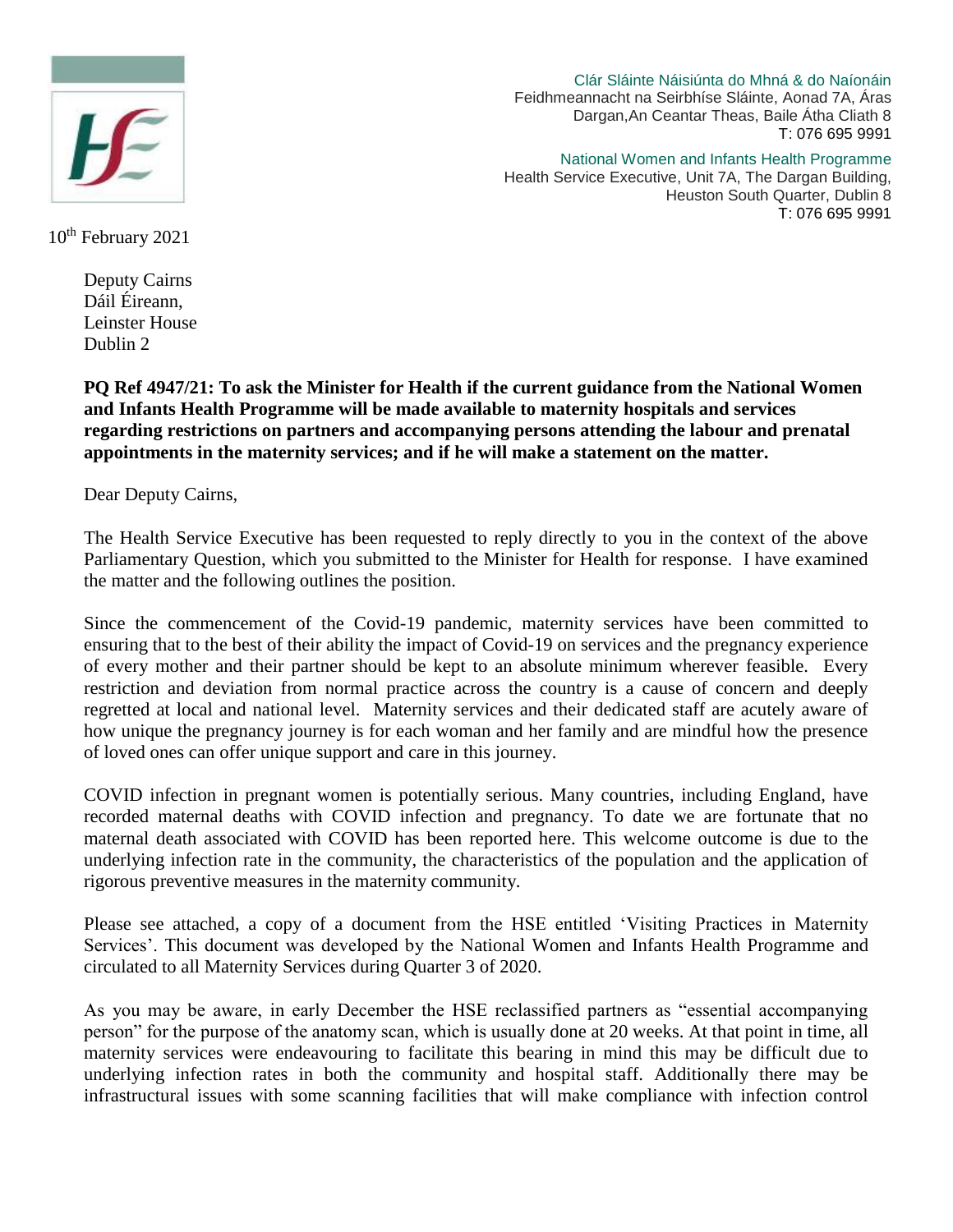Clár Sláinte Náisiúnta do Mhná & do Naíonáin
Feidhmeannacht na Seirbhíse Sláinte, Aonad 7A, Áras Dargan,An Ceantar Theas, Baile Átha Cliath 8
T: 076 695 9991

National Women and Infants Health Programme
Health Service Executive, Unit 7A, The Dargan Building, Heuston South Quarter, Dublin 8
T: 076 695 9991

10th February 2021

Deputy Cairns
Dáil Éireann,
Leinster House
Dublin 2

**PQ Ref 4947/21: To ask the Minister for Health if the current guidance from the National Women and Infants Health Programme will be made available to maternity hospitals and services regarding restrictions on partners and accompanying persons attending the labour and prenatal appointments in the maternity services; and if he will make a statement on the matter.**

Dear Deputy Cairns,

The Health Service Executive has been requested to reply directly to you in the context of the above Parliamentary Question, which you submitted to the Minister for Health for response. I have examined the matter and the following outlines the position.

Since the commencement of the Covid-19 pandemic, maternity services have been committed to ensuring that to the best of their ability the impact of Covid-19 on services and the pregnancy experience of every mother and their partner should be kept to an absolute minimum wherever feasible. Every restriction and deviation from normal practice across the country is a cause of concern and deeply regretted at local and national level. Maternity services and their dedicated staff are acutely aware of how unique the pregnancy journey is for each woman and her family and are mindful how the presence of loved ones can offer unique support and care in this journey.

COVID infection in pregnant women is potentially serious. Many countries, including England, have recorded maternal deaths with COVID infection and pregnancy. To date we are fortunate that no maternal death associated with COVID has been reported here. This welcome outcome is due to the underlying infection rate in the community, the characteristics of the population and the application of rigorous preventive measures in the maternity community.

Please see attached, a copy of a document from the HSE entitled 'Visiting Practices in Maternity Services'. This document was developed by the National Women and Infants Health Programme and circulated to all Maternity Services during Quarter 3 of 2020.

As you may be aware, in early December the HSE reclassified partners as "essential accompanying person" for the purpose of the anatomy scan, which is usually done at 20 weeks. At that point in time, all maternity services were endeavouring to facilitate this bearing in mind this may be difficult due to underlying infection rates in both the community and hospital staff. Additionally there may be infrastructural issues with some scanning facilities that will make compliance with infection control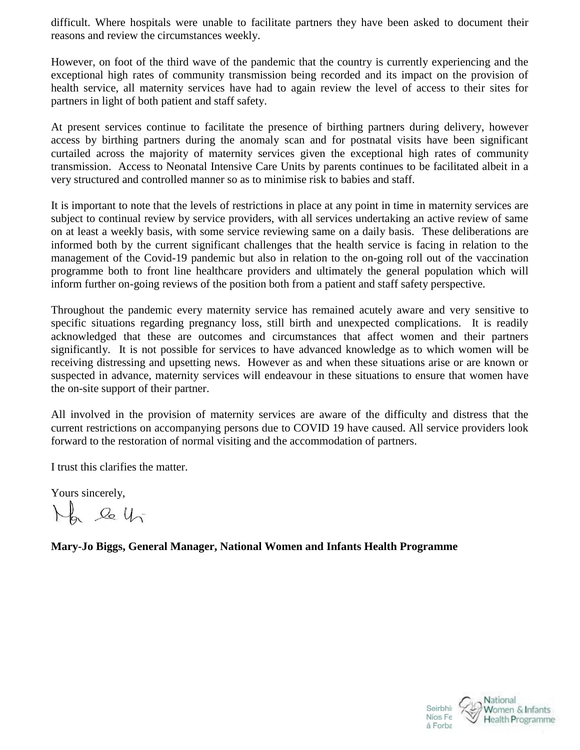difficult. Where hospitals were unable to facilitate partners they have been asked to document their reasons and review the circumstances weekly.

However, on foot of the third wave of the pandemic that the country is currently experiencing and the exceptional high rates of community transmission being recorded and its impact on the provision of health service, all maternity services have had to again review the level of access to their sites for partners in light of both patient and staff safety.

At present services continue to facilitate the presence of birthing partners during delivery, however access by birthing partners during the anomaly scan and for postnatal visits have been significant curtailed across the majority of maternity services given the exceptional high rates of community transmission. Access to Neonatal Intensive Care Units by parents continues to be facilitated albeit in a very structured and controlled manner so as to minimise risk to babies and staff.

It is important to note that the levels of restrictions in place at any point in time in maternity services are subject to continual review by service providers, with all services undertaking an active review of same on at least a weekly basis, with some service reviewing same on a daily basis. These deliberations are informed both by the current significant challenges that the health service is facing in relation to the management of the Covid-19 pandemic but also in relation to the on-going roll out of the vaccination programme both to front line healthcare providers and ultimately the general population which will inform further on-going reviews of the position both from a patient and staff safety perspective.

Throughout the pandemic every maternity service has remained acutely aware and very sensitive to specific situations regarding pregnancy loss, still birth and unexpected complications. It is readily acknowledged that these are outcomes and circumstances that affect women and their partners significantly. It is not possible for services to have advanced knowledge as to which women will be receiving distressing and upsetting news. However as and when these situations arise or are known or suspected in advance, maternity services will endeavour in these situations to ensure that women have the on-site support of their partner.

All involved in the provision of maternity services are aware of the difficulty and distress that the current restrictions on accompanying persons due to COVID 19 have caused. All service providers look forward to the restoration of normal visiting and the accommodation of partners.

I trust this clarifies the matter.

Yours sincerely,

**Mary-Jo Biggs, General Manager, National Women and Infants Health Programme**